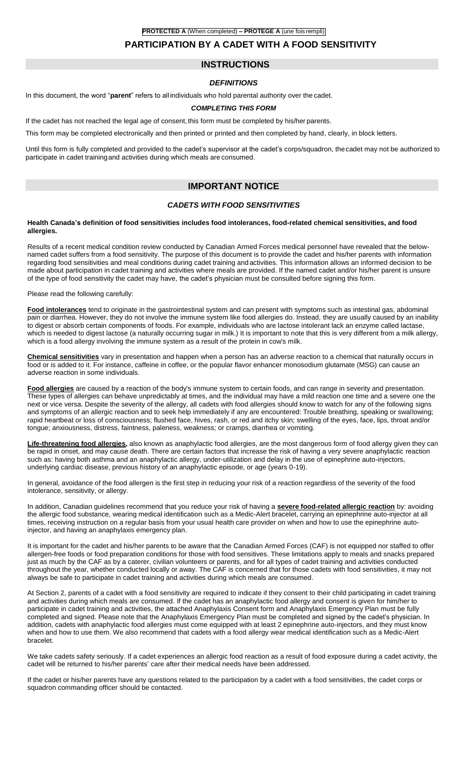**PROTECTED A** (When completed) **– PROTEGE A** (une fois rempli)

# PARTICIPATION BY A CADET WITH A FOOD SENSITIVITY

## INSTRUCTIONS

### *DEFINITIONS*

In this document, the word "**parent**" refers to all individuals who hold parental authority over the cadet.

### *COMPLETING THIS FORM*

If the cadet has not reached the legal age of consent, this form must be completed by his/her parents.

This form may be completed electronically and then printed or printed and then completed by hand, clearly, in block letters.

Until this form is fully completed and provided to the cadet's supervisor at the cadet's corps/squadron, the cadet may not be authorized to participate in cadet training and activities during which meals are consumed.

## IMPORTANT NOTICE

### *CADETS WITH FOOD SENSITIVITIES*

**Health Canada's definition of food sensitivities includes food intolerances, food-related chemical sensitivities, and food allergies.**

Results of a recent medical condition review conducted by Canadian Armed Forces medical personnel have revealed that the below-named cadet suffers from a food sensitivity. The purpose of this document is to provide the cadet and his/her parents with information regarding food sensitivities and meal conditions during cadet training and activities. This information allows an informed decision to be made about participation in cadet training and activities where meals are provided. If the named cadet and/or his/her parent is unsure of the type of food sensitivity the cadet may have, the cadet's physician must be consulted before signing this form.

Please read the following carefully:

**Food intolerances** tend to originate in the gastrointestinal system and can present with symptoms such as intestinal gas, abdominal pain or diarrhea. However, they do not involve the immune system like food allergies do. Instead, they are usually caused by an inability to digest or absorb certain components of foods. For example, individuals who are lactose intolerant lack an enzyme called lactase, which is needed to digest lactose (a naturally occurring sugar in milk.) It is important to note that this is very different from a milk allergy, which is a food allergy involving the immune system as a result of the protein in cow's milk.

**Chemical sensitivities** vary in presentation and happen when a person has an adverse reaction to a chemical that naturally occurs in food or is added to it. For instance, caffeine in coffee, or the popular flavor enhancer monosodium glutamate (MSG) can cause an adverse reaction in some individuals.

**Food allergies** are caused by a reaction of the body's immune system to certain foods, and can range in severity and presentation. These types of allergies can behave unpredictably at times, and the individual may have a mild reaction one time and a severe one the next or vice versa. Despite the severity of the allergy, all cadets with food allergies should know to watch for any of the following signs and symptoms of an allergic reaction and to seek help immediately if any are encountered: Trouble breathing, speaking or swallowing; rapid heartbeat or loss of consciousness; flushed face, hives, rash, or red and itchy skin; swelling of the eyes, face, lips, throat and/or tongue; anxiousness, distress, faintness, paleness, weakness; or cramps, diarrhea or vomiting.

**Life-threatening food allergies,** also known as anaphylactic food allergies, are the most dangerous form of food allergy given they can be rapid in onset, and may cause death. There are certain factors that increase the risk of having a very severe anaphylactic reaction such as: having both asthma and an anaphylactic allergy, under-utilization and delay in the use of epinephrine auto-injectors, underlying cardiac disease, previous history of an anaphylactic episode, or age (years 0-19).

In general, avoidance of the food allergen is the first step in reducing your risk of a reaction regardless of the severity of the food intolerance, sensitivity, or allergy.

In addition, Canadian guidelines recommend that you reduce your risk of having a **severe food-related allergic reaction** by: avoiding the allergic food substance, wearing medical identification such as a Medic-Alert bracelet, carrying an epinephrine auto-injector at all times, receiving instruction on a regular basis from your usual health care provider on when and how to use the epinephrine auto-injector, and having an anaphylaxis emergency plan.

It is important for the cadet and his/her parents to be aware that the Canadian Armed Forces (CAF) is not equipped nor staffed to offer allergen-free foods or food preparation conditions for those with food sensitives. These limitations apply to meals and snacks prepared just as much by the CAF as by a caterer, civilian volunteers or parents, and for all types of cadet training and activities conducted throughout the year, whether conducted locally or away. The CAF is concerned that for those cadets with food sensitivities, it may not always be safe to participate in cadet training and activities during which meals are consumed.

At Section 2, parents of a cadet with a food sensitivity are required to indicate if they consent to their child participating in cadet training and activities during which meals are consumed. If the cadet has an anaphylactic food allergy and consent is given for him/her to participate in cadet training and activities, the attached Anaphylaxis Consent form and Anaphylaxis Emergency Plan must be fully completed and signed. Please note that the Anaphylaxis Emergency Plan must be completed and signed by the cadet's physician. In addition, cadets with anaphylactic food allergies must come equipped with at least 2 epinephrine auto-injectors, and they must know when and how to use them. We also recommend that cadets with a food allergy wear medical identification such as a Medic-Alert bracelet.

We take cadets safety seriously. If a cadet experiences an allergic food reaction as a result of food exposure during a cadet activity, the cadet will be returned to his/her parents' care after their medical needs have been addressed.

If the cadet or his/her parents have any questions related to the participation by a cadet with a food sensitivities, the cadet corps or squadron commanding officer should be contacted.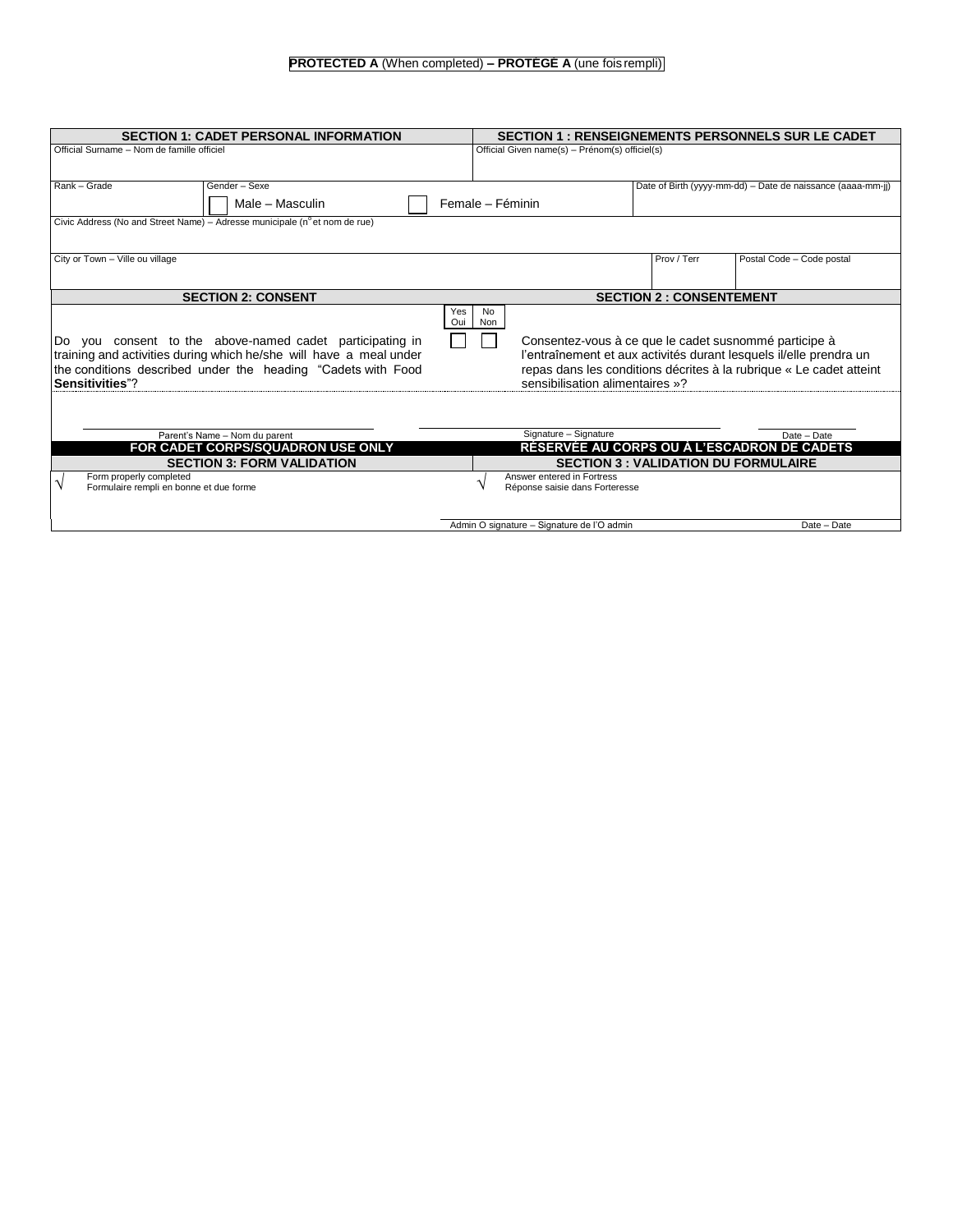**PROTECTED A** (When completed) **– PROTÉGÉ A** (une fois rempli)

| SECTION 1: CADET PERSONAL INFORMATION | | SECTION 1 : RENSEIGNEMENTS PERSONNELS SUR LE CADET | |
|---|---|---|---|
| Official Surname – Nom de famille officiel | | Official Given name(s) – Prénom(s) officiel(s) | |
| Rank – Grade | Gender – Sexe ☐ Male – Masculin ☐ Female – Féminin | | Date of Birth (yyyy-mm-dd) – Date de naissance (aaaa-mm-jj) |
| Civic Address (No and Street Name) – Adresse municipale (n° et nom de rue) | | | |
| City or Town – Ville ou village | | Prov / Terr | Postal Code – Code postal |

| SECTION 2: CONSENT | Yes / Oui | No / Non | SECTION 2 : CONSENTEMENT |
|---|---|---|---|
| Do you consent to the above-named cadet participating in training and activities during which he/she will have a meal under the conditions described under the heading "Cadets with Food **Sensitivities**"? | ☐ | ☐ | Consentez-vous à ce que le cadet susnommé participe à l'entraînement et aux activités durant lesquels il/elle prendra un repas dans les conditions décrites à la rubrique « Le cadet atteint sensibilisation alimentaires »? |

Parent's Name – Nom du parent

Signature – Signature

Date – Date

| FOR CADET CORPS/SQUADRON USE ONLY | RÉSERVÉE AU CORPS OU À L'ESCADRON DE CADETS |
|---|---|
| **SECTION 3: FORM VALIDATION** | **SECTION 3 : VALIDATION DU FORMULAIRE** |
| √ Form properly completed<br>Formulaire rempli en bonne et due forme | √ Answer entered in Fortress<br>Réponse saisie dans Forteresse |
| | Admin O signature – Signature de l'O admin / Date – Date |